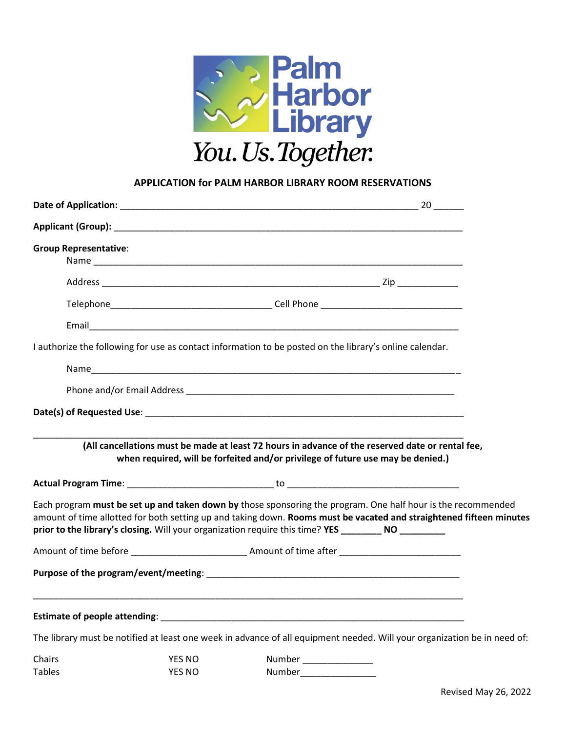Palm Harbor Library

*You. Us. Together.*

## APPLICATION for PALM HARBOR LIBRARY ROOM RESERVATIONS

**Date of Application:** ____________________________________________________________ 20 ______

**Applicant (Group):** _______________________________________________________________________

**Group Representative**:

Name ___________________________________________________________________________

Address _________________________________________________________ Zip ____________

Telephone________________________________ Cell Phone ____________________________

Email___________________________________________________________________________

I authorize the following for use as contact information to be posted on the library's online calendar.

Name___________________________________________________________________________

Phone and/or Email Address _______________________________________________________

**Date(s) of Requested Use**: _________________________________________________________________

_____________________________________________________________________________________

**(All cancellations must be made at least 72 hours in advance of the reserved date or rental fee, when required, will be forfeited and/or privilege of future use may be denied.)**

**Actual Program Time**: _____________________________ to __________________________________

Each program **must be set up and taken down by** those sponsoring the program. One half hour is the recommended amount of time allotted for both setting up and taking down. **Rooms must be vacated and straightened fifteen minutes prior to the library's closing.** Will your organization require this time? **YES ________ NO _________**

Amount of time before _______________________ Amount of time after _______________________

**Purpose of the program/event/meeting**: ___________________________________________________

_____________________________________________________________________________________

**Estimate of people attending**: ____________________________________________________________

The library must be notified at least one week in advance of all equipment needed. Will your organization be in need of:

| | | |
|---|---|---|
| Chairs | YES NO | Number ______________ |
| Tables | YES NO | Number______________ |

Revised May 26, 2022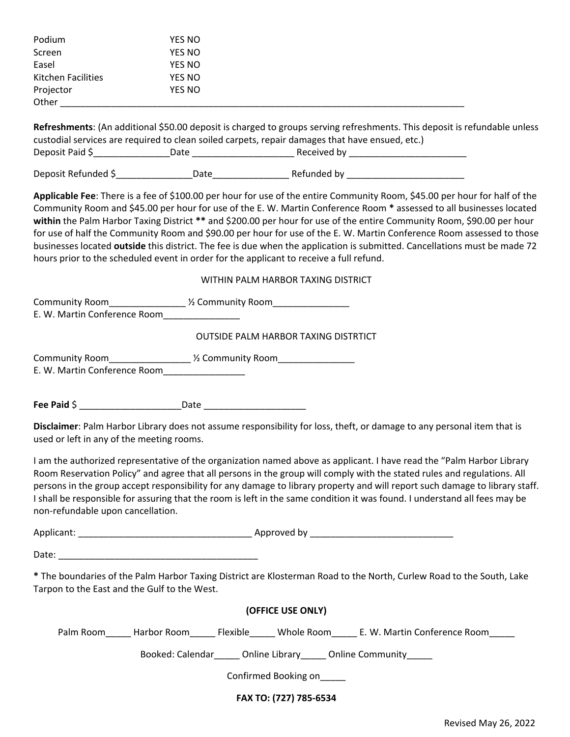Podium YES NO
Screen YES NO
Easel YES NO
Kitchen Facilities YES NO
Projector YES NO
Other ___________________________________________________________________________________

**Refreshments**: (An additional $50.00 deposit is charged to groups serving refreshments. This deposit is refundable unless custodial services are required to clean soiled carpets, repair damages that have ensued, etc.)
Deposit Paid $_______________Date ____________________ Received by ________________________

Deposit Refunded $_______________Date_______________ Refunded by ________________________

**Applicable Fee**: There is a fee of $100.00 per hour for use of the entire Community Room, $45.00 per hour for half of the Community Room and $45.00 per hour for use of the E. W. Martin Conference Room * assessed to all businesses located **within** the Palm Harbor Taxing District ** and $200.00 per hour for use of the entire Community Room, $90.00 per hour for use of half the Community Room and $90.00 per hour for use of the E. W. Martin Conference Room assessed to those businesses located **outside** this district. The fee is due when the application is submitted. Cancellations must be made 72 hours prior to the scheduled event in order for the applicant to receive a full refund.

WITHIN PALM HARBOR TAXING DISTRICT

Community Room_______________ ½ Community Room_______________
E. W. Martin Conference Room_______________

OUTSIDE PALM HARBOR TAXING DISTRTICT

Community Room________________ ½ Community Room_______________
E. W. Martin Conference Room________________

**Fee Paid** $ ____________________Date ____________________

**Disclaimer**: Palm Harbor Library does not assume responsibility for loss, theft, or damage to any personal item that is used or left in any of the meeting rooms.

I am the authorized representative of the organization named above as applicant. I have read the "Palm Harbor Library Room Reservation Policy" and agree that all persons in the group will comply with the stated rules and regulations. All persons in the group accept responsibility for any damage to library property and will report such damage to library staff. I shall be responsible for assuring that the room is left in the same condition it was found. I understand all fees may be non-refundable upon cancellation.

Applicant: ___________________________________ Approved by _____________________________

Date: _________________________________________

* The boundaries of the Palm Harbor Taxing District are Klosterman Road to the North, Curlew Road to the South, Lake Tarpon to the East and the Gulf to the West.

**(OFFICE USE ONLY)**

Palm Room_____ Harbor Room_____ Flexible_____ Whole Room_____ E. W. Martin Conference Room_____

Booked: Calendar_____ Online Library_____ Online Community_____

Confirmed Booking on_____

**FAX TO: (727) 785-6534**

Revised May 26, 2022